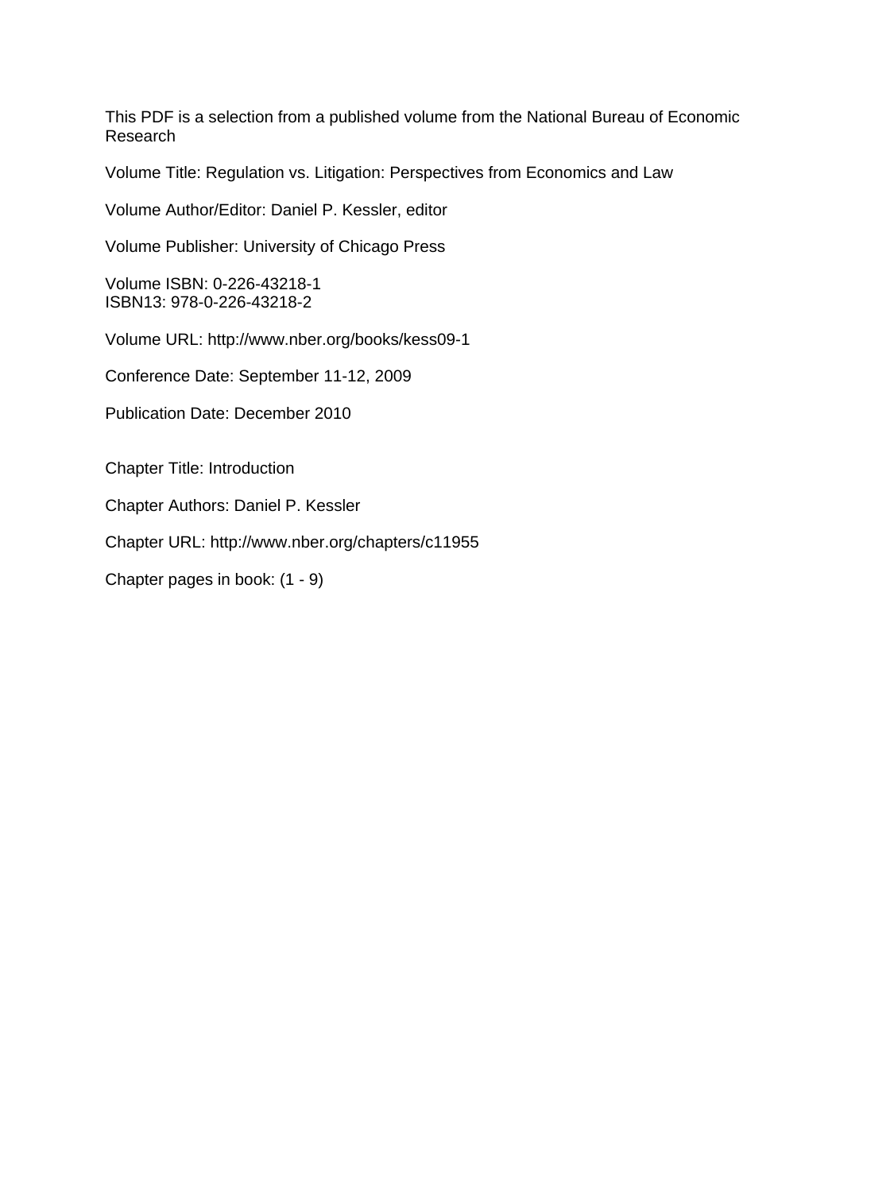This PDF is a selection from a published volume from the National Bureau of Economic Research

Volume Title: Regulation vs. Litigation: Perspectives from Economics and Law

Volume Author/Editor: Daniel P. Kessler, editor

Volume Publisher: University of Chicago Press

Volume ISBN: 0-226-43218-1
ISBN13: 978-0-226-43218-2

Volume URL: http://www.nber.org/books/kess09-1

Conference Date: September 11-12, 2009

Publication Date: December 2010

Chapter Title: Introduction

Chapter Authors: Daniel P. Kessler

Chapter URL: http://www.nber.org/chapters/c11955

Chapter pages in book: (1 - 9)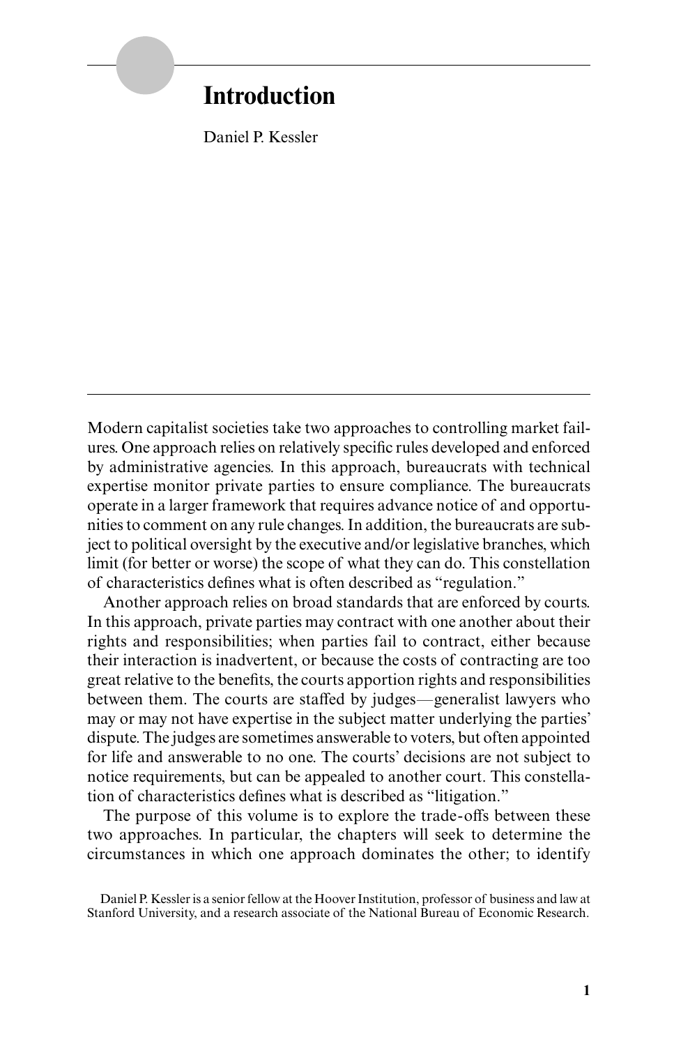# Introduction

Daniel P. Kessler

Modern capitalist societies take two approaches to controlling market failures. One approach relies on relatively specific rules developed and enforced by administrative agencies. In this approach, bureaucrats with technical expertise monitor private parties to ensure compliance. The bureaucrats operate in a larger framework that requires advance notice of and opportunities to comment on any rule changes. In addition, the bureaucrats are subject to political oversight by the executive and/or legislative branches, which limit (for better or worse) the scope of what they can do. This constellation of characteristics defines what is often described as "regulation."

Another approach relies on broad standards that are enforced by courts. In this approach, private parties may contract with one another about their rights and responsibilities; when parties fail to contract, either because their interaction is inadvertent, or because the costs of contracting are too great relative to the benefits, the courts apportion rights and responsibilities between them. The courts are staffed by judges—generalist lawyers who may or may not have expertise in the subject matter underlying the parties' dispute. The judges are sometimes answerable to voters, but often appointed for life and answerable to no one. The courts' decisions are not subject to notice requirements, but can be appealed to another court. This constellation of characteristics defines what is described as "litigation."

The purpose of this volume is to explore the trade-offs between these two approaches. In particular, the chapters will seek to determine the circumstances in which one approach dominates the other; to identify

Daniel P. Kessler is a senior fellow at the Hoover Institution, professor of business and law at Stanford University, and a research associate of the National Bureau of Economic Research.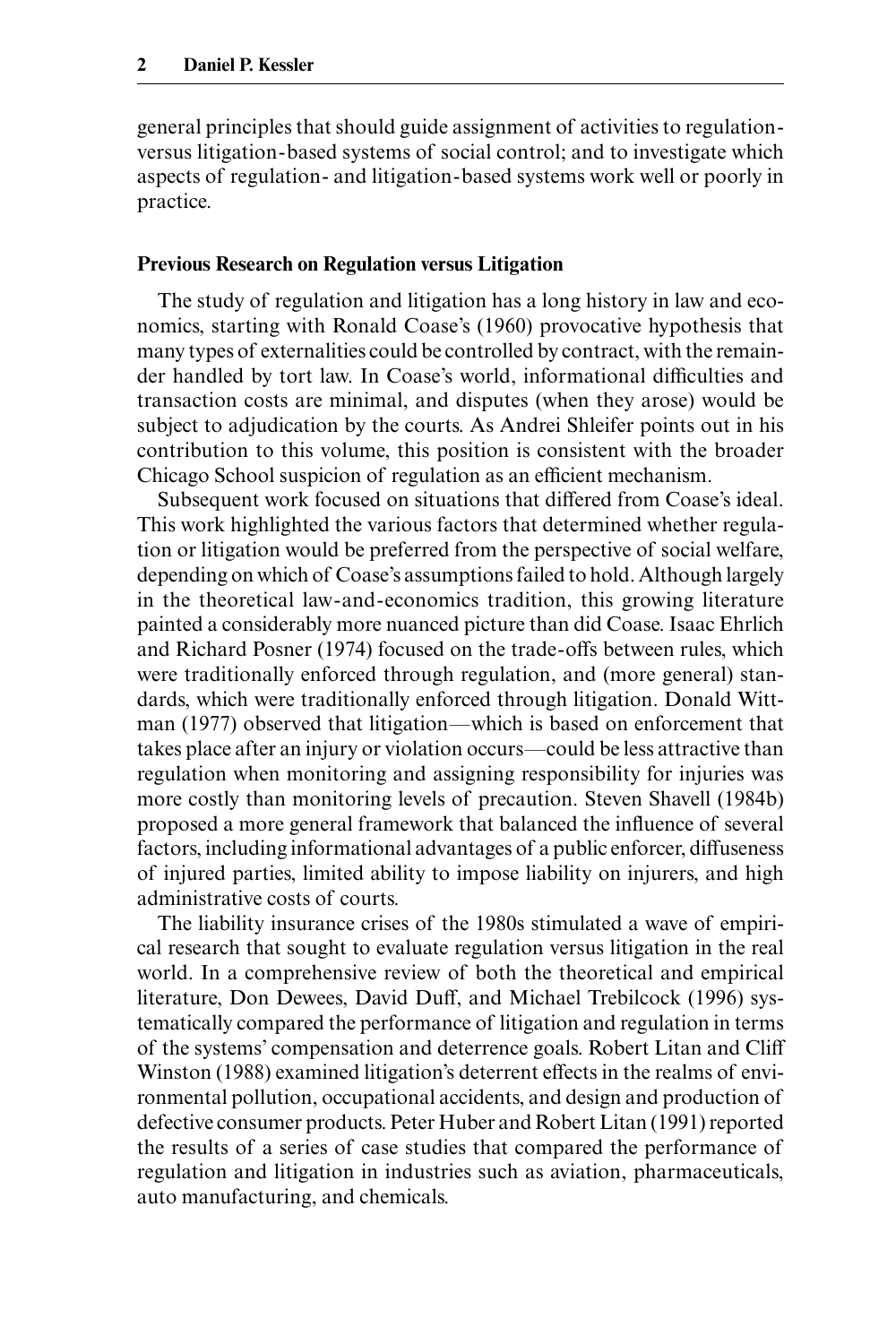general principles that should guide assignment of activities to regulation-versus litigation-based systems of social control; and to investigate which aspects of regulation- and litigation-based systems work well or poorly in practice.

### Previous Research on Regulation versus Litigation

The study of regulation and litigation has a long history in law and economics, starting with Ronald Coase's (1960) provocative hypothesis that many types of externalities could be controlled by contract, with the remainder handled by tort law. In Coase's world, informational difficulties and transaction costs are minimal, and disputes (when they arose) would be subject to adjudication by the courts. As Andrei Shleifer points out in his contribution to this volume, this position is consistent with the broader Chicago School suspicion of regulation as an efficient mechanism.

Subsequent work focused on situations that differed from Coase's ideal. This work highlighted the various factors that determined whether regulation or litigation would be preferred from the perspective of social welfare, depending on which of Coase's assumptions failed to hold. Although largely in the theoretical law-and-economics tradition, this growing literature painted a considerably more nuanced picture than did Coase. Isaac Ehrlich and Richard Posner (1974) focused on the trade-offs between rules, which were traditionally enforced through regulation, and (more general) standards, which were traditionally enforced through litigation. Donald Wittman (1977) observed that litigation—which is based on enforcement that takes place after an injury or violation occurs—could be less attractive than regulation when monitoring and assigning responsibility for injuries was more costly than monitoring levels of precaution. Steven Shavell (1984b) proposed a more general framework that balanced the influence of several factors, including informational advantages of a public enforcer, diffuseness of injured parties, limited ability to impose liability on injurers, and high administrative costs of courts.

The liability insurance crises of the 1980s stimulated a wave of empirical research that sought to evaluate regulation versus litigation in the real world. In a comprehensive review of both the theoretical and empirical literature, Don Dewees, David Duff, and Michael Trebilcock (1996) systematically compared the performance of litigation and regulation in terms of the systems' compensation and deterrence goals. Robert Litan and Cliff Winston (1988) examined litigation's deterrent effects in the realms of environmental pollution, occupational accidents, and design and production of defective consumer products. Peter Huber and Robert Litan (1991) reported the results of a series of case studies that compared the performance of regulation and litigation in industries such as aviation, pharmaceuticals, auto manufacturing, and chemicals.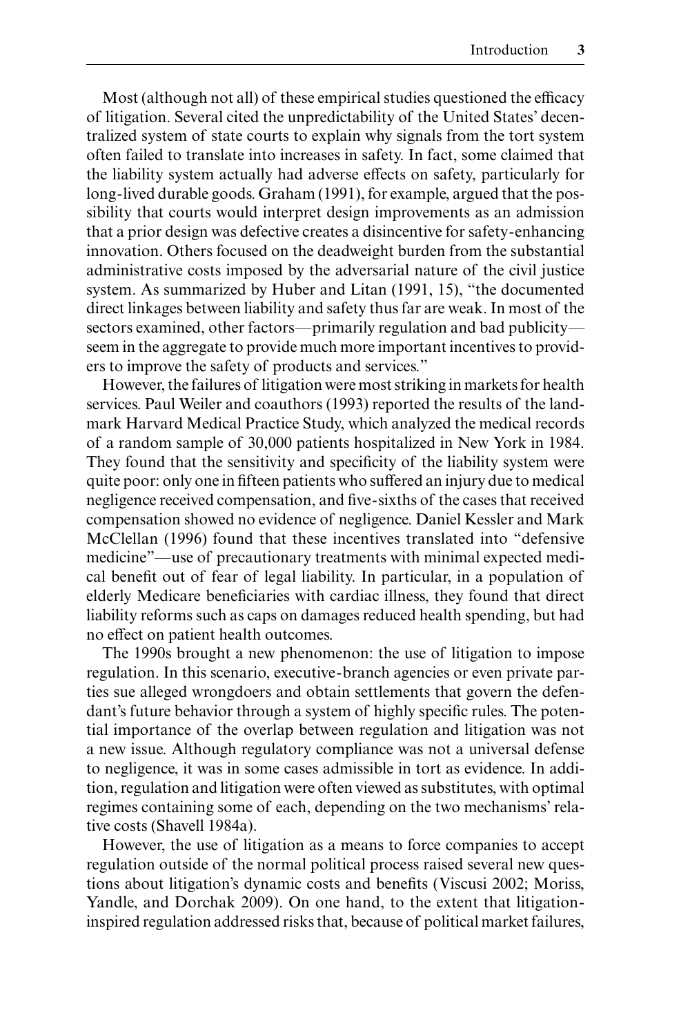Most (although not all) of these empirical studies questioned the efficacy of litigation. Several cited the unpredictability of the United States' decentralized system of state courts to explain why signals from the tort system often failed to translate into increases in safety. In fact, some claimed that the liability system actually had adverse effects on safety, particularly for long-lived durable goods. Graham (1991), for example, argued that the possibility that courts would interpret design improvements as an admission that a prior design was defective creates a disincentive for safety-enhancing innovation. Others focused on the deadweight burden from the substantial administrative costs imposed by the adversarial nature of the civil justice system. As summarized by Huber and Litan (1991, 15), "the documented direct linkages between liability and safety thus far are weak. In most of the sectors examined, other factors—primarily regulation and bad publicity—seem in the aggregate to provide much more important incentives to providers to improve the safety of products and services."

However, the failures of litigation were most striking in markets for health services. Paul Weiler and coauthors (1993) reported the results of the landmark Harvard Medical Practice Study, which analyzed the medical records of a random sample of 30,000 patients hospitalized in New York in 1984. They found that the sensitivity and specificity of the liability system were quite poor: only one in fifteen patients who suffered an injury due to medical negligence received compensation, and five-sixths of the cases that received compensation showed no evidence of negligence. Daniel Kessler and Mark McClellan (1996) found that these incentives translated into "defensive medicine"—use of precautionary treatments with minimal expected medical benefit out of fear of legal liability. In particular, in a population of elderly Medicare beneficiaries with cardiac illness, they found that direct liability reforms such as caps on damages reduced health spending, but had no effect on patient health outcomes.

The 1990s brought a new phenomenon: the use of litigation to impose regulation. In this scenario, executive-branch agencies or even private parties sue alleged wrongdoers and obtain settlements that govern the defendant's future behavior through a system of highly specific rules. The potential importance of the overlap between regulation and litigation was not a new issue. Although regulatory compliance was not a universal defense to negligence, it was in some cases admissible in tort as evidence. In addition, regulation and litigation were often viewed as substitutes, with optimal regimes containing some of each, depending on the two mechanisms' relative costs (Shavell 1984a).

However, the use of litigation as a means to force companies to accept regulation outside of the normal political process raised several new questions about litigation's dynamic costs and benefits (Viscusi 2002; Moriss, Yandle, and Dorchak 2009). On one hand, to the extent that litigation-inspired regulation addressed risks that, because of political market failures,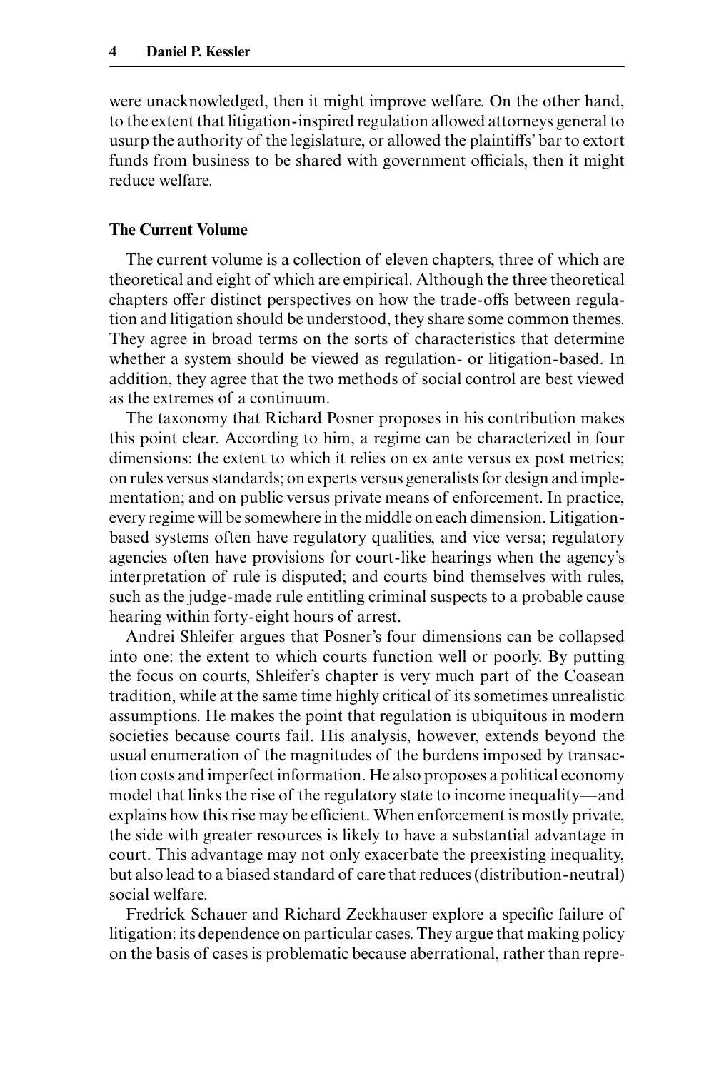were unacknowledged, then it might improve welfare. On the other hand, to the extent that litigation-inspired regulation allowed attorneys general to usurp the authority of the legislature, or allowed the plaintiffs' bar to extort funds from business to be shared with government officials, then it might reduce welfare.

### The Current Volume

The current volume is a collection of eleven chapters, three of which are theoretical and eight of which are empirical. Although the three theoretical chapters offer distinct perspectives on how the trade-offs between regulation and litigation should be understood, they share some common themes. They agree in broad terms on the sorts of characteristics that determine whether a system should be viewed as regulation- or litigation-based. In addition, they agree that the two methods of social control are best viewed as the extremes of a continuum.

The taxonomy that Richard Posner proposes in his contribution makes this point clear. According to him, a regime can be characterized in four dimensions: the extent to which it relies on ex ante versus ex post metrics; on rules versus standards; on experts versus generalists for design and implementation; and on public versus private means of enforcement. In practice, every regime will be somewhere in the middle on each dimension. Litigation-based systems often have regulatory qualities, and vice versa; regulatory agencies often have provisions for court-like hearings when the agency's interpretation of rule is disputed; and courts bind themselves with rules, such as the judge-made rule entitling criminal suspects to a probable cause hearing within forty-eight hours of arrest.

Andrei Shleifer argues that Posner's four dimensions can be collapsed into one: the extent to which courts function well or poorly. By putting the focus on courts, Shleifer's chapter is very much part of the Coasean tradition, while at the same time highly critical of its sometimes unrealistic assumptions. He makes the point that regulation is ubiquitous in modern societies because courts fail. His analysis, however, extends beyond the usual enumeration of the magnitudes of the burdens imposed by transaction costs and imperfect information. He also proposes a political economy model that links the rise of the regulatory state to income inequality—and explains how this rise may be efficient. When enforcement is mostly private, the side with greater resources is likely to have a substantial advantage in court. This advantage may not only exacerbate the preexisting inequality, but also lead to a biased standard of care that reduces (distribution-neutral) social welfare.

Fredrick Schauer and Richard Zeckhauser explore a specific failure of litigation: its dependence on particular cases. They argue that making policy on the basis of cases is problematic because aberrational, rather than repre-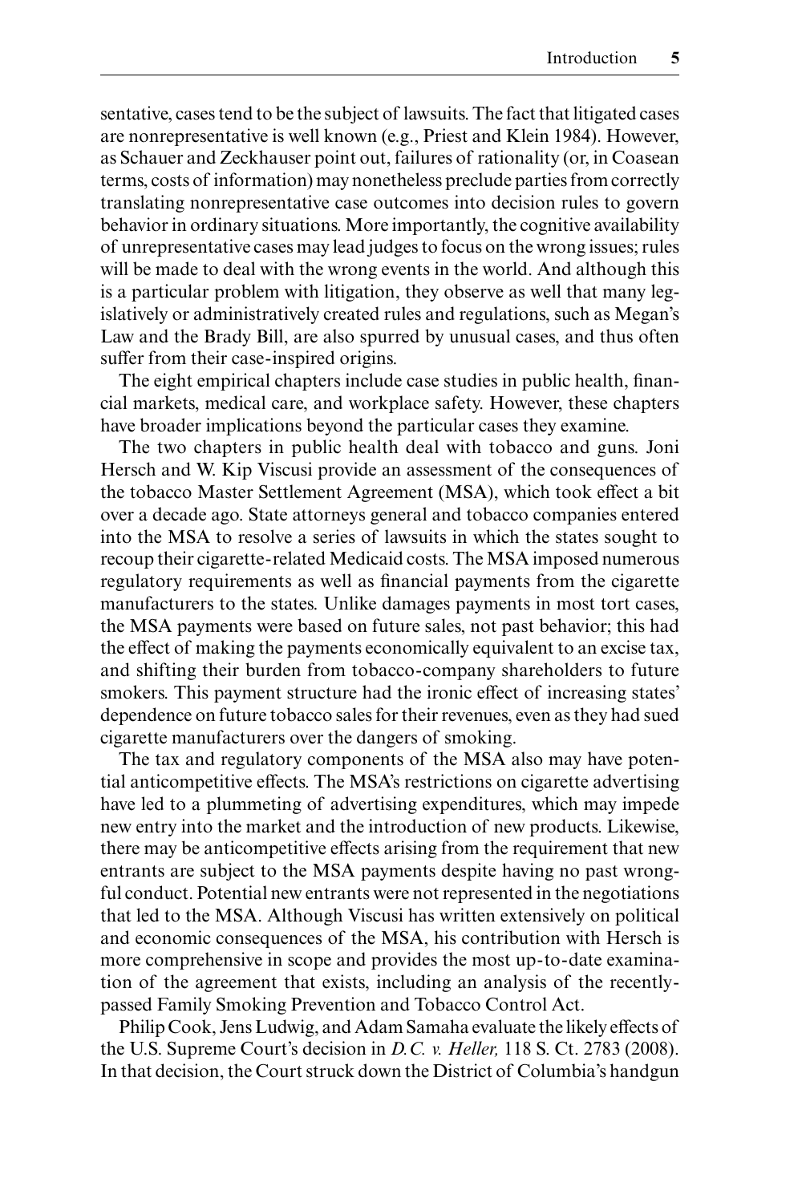sentative, cases tend to be the subject of lawsuits. The fact that litigated cases are nonrepresentative is well known (e.g., Priest and Klein 1984). However, as Schauer and Zeckhauser point out, failures of rationality (or, in Coasean terms, costs of information) may nonetheless preclude parties from correctly translating nonrepresentative case outcomes into decision rules to govern behavior in ordinary situations. More importantly, the cognitive availability of unrepresentative cases may lead judges to focus on the wrong issues; rules will be made to deal with the wrong events in the world. And although this is a particular problem with litigation, they observe as well that many legislatively or administratively created rules and regulations, such as Megan's Law and the Brady Bill, are also spurred by unusual cases, and thus often suffer from their case-inspired origins.

The eight empirical chapters include case studies in public health, financial markets, medical care, and workplace safety. However, these chapters have broader implications beyond the particular cases they examine.

The two chapters in public health deal with tobacco and guns. Joni Hersch and W. Kip Viscusi provide an assessment of the consequences of the tobacco Master Settlement Agreement (MSA), which took effect a bit over a decade ago. State attorneys general and tobacco companies entered into the MSA to resolve a series of lawsuits in which the states sought to recoup their cigarette-related Medicaid costs. The MSA imposed numerous regulatory requirements as well as financial payments from the cigarette manufacturers to the states. Unlike damages payments in most tort cases, the MSA payments were based on future sales, not past behavior; this had the effect of making the payments economically equivalent to an excise tax, and shifting their burden from tobacco-company shareholders to future smokers. This payment structure had the ironic effect of increasing states' dependence on future tobacco sales for their revenues, even as they had sued cigarette manufacturers over the dangers of smoking.

The tax and regulatory components of the MSA also may have potential anticompetitive effects. The MSA's restrictions on cigarette advertising have led to a plummeting of advertising expenditures, which may impede new entry into the market and the introduction of new products. Likewise, there may be anticompetitive effects arising from the requirement that new entrants are subject to the MSA payments despite having no past wrongful conduct. Potential new entrants were not represented in the negotiations that led to the MSA. Although Viscusi has written extensively on political and economic consequences of the MSA, his contribution with Hersch is more comprehensive in scope and provides the most up-to-date examination of the agreement that exists, including an analysis of the recently-passed Family Smoking Prevention and Tobacco Control Act.

Philip Cook, Jens Ludwig, and Adam Samaha evaluate the likely effects of the U.S. Supreme Court's decision in *D.C. v. Heller,* 118 S. Ct. 2783 (2008). In that decision, the Court struck down the District of Columbia's handgun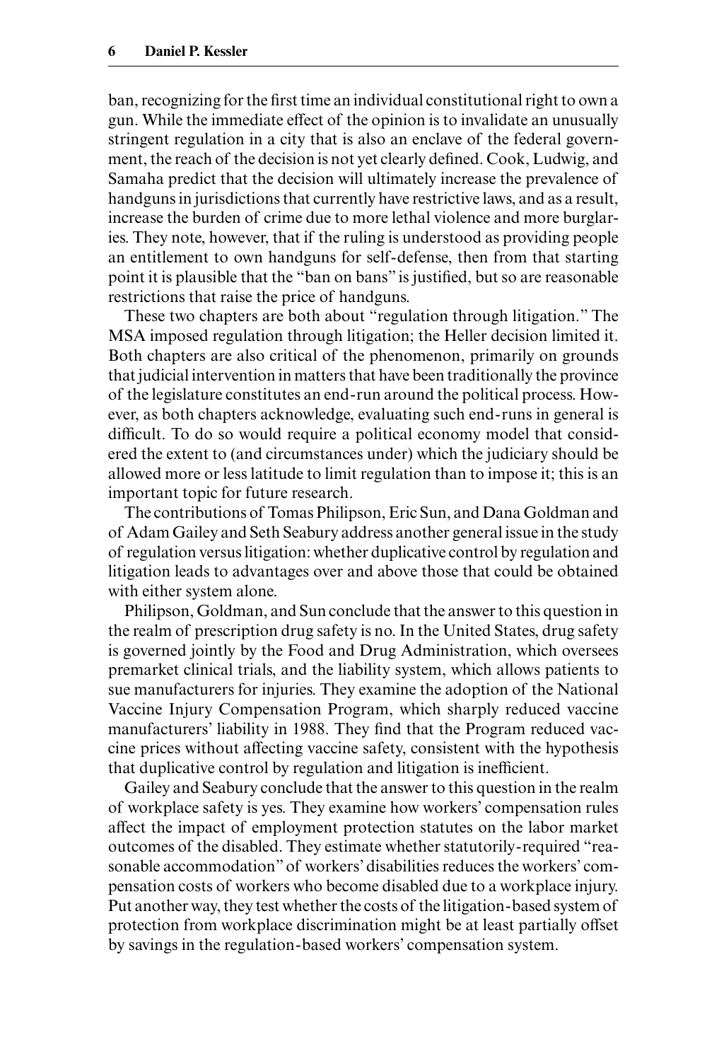ban, recognizing for the first time an individual constitutional right to own a gun. While the immediate effect of the opinion is to invalidate an unusually stringent regulation in a city that is also an enclave of the federal government, the reach of the decision is not yet clearly defined. Cook, Ludwig, and Samaha predict that the decision will ultimately increase the prevalence of handguns in jurisdictions that currently have restrictive laws, and as a result, increase the burden of crime due to more lethal violence and more burglaries. They note, however, that if the ruling is understood as providing people an entitlement to own handguns for self-defense, then from that starting point it is plausible that the "ban on bans" is justified, but so are reasonable restrictions that raise the price of handguns.

These two chapters are both about "regulation through litigation." The MSA imposed regulation through litigation; the Heller decision limited it. Both chapters are also critical of the phenomenon, primarily on grounds that judicial intervention in matters that have been traditionally the province of the legislature constitutes an end-run around the political process. However, as both chapters acknowledge, evaluating such end-runs in general is difficult. To do so would require a political economy model that considered the extent to (and circumstances under) which the judiciary should be allowed more or less latitude to limit regulation than to impose it; this is an important topic for future research.

The contributions of Tomas Philipson, Eric Sun, and Dana Goldman and of Adam Gailey and Seth Seabury address another general issue in the study of regulation versus litigation: whether duplicative control by regulation and litigation leads to advantages over and above those that could be obtained with either system alone.

Philipson, Goldman, and Sun conclude that the answer to this question in the realm of prescription drug safety is no. In the United States, drug safety is governed jointly by the Food and Drug Administration, which oversees premarket clinical trials, and the liability system, which allows patients to sue manufacturers for injuries. They examine the adoption of the National Vaccine Injury Compensation Program, which sharply reduced vaccine manufacturers' liability in 1988. They find that the Program reduced vaccine prices without affecting vaccine safety, consistent with the hypothesis that duplicative control by regulation and litigation is inefficient.

Gailey and Seabury conclude that the answer to this question in the realm of workplace safety is yes. They examine how workers' compensation rules affect the impact of employment protection statutes on the labor market outcomes of the disabled. They estimate whether statutorily-required "reasonable accommodation" of workers' disabilities reduces the workers' compensation costs of workers who become disabled due to a workplace injury. Put another way, they test whether the costs of the litigation-based system of protection from workplace discrimination might be at least partially offset by savings in the regulation-based workers' compensation system.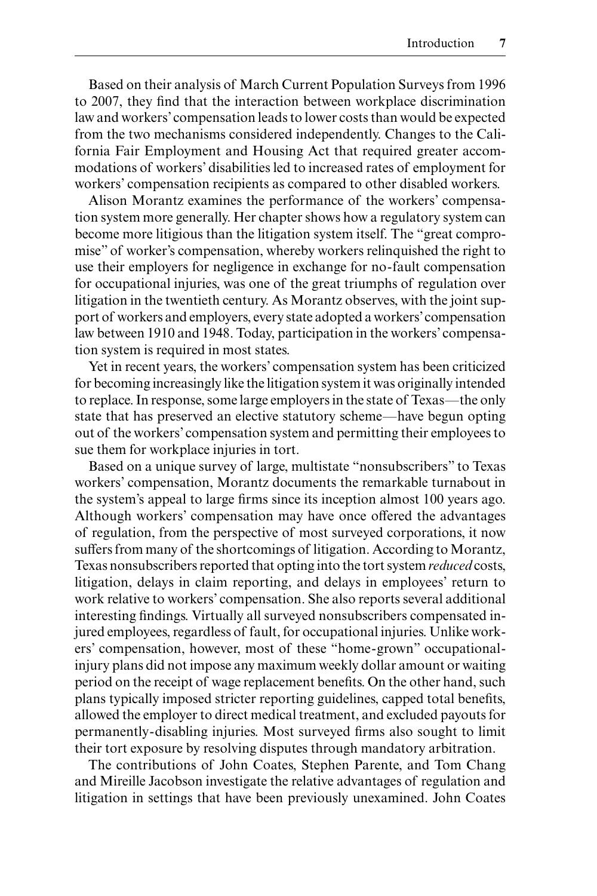Based on their analysis of March Current Population Surveys from 1996 to 2007, they find that the interaction between workplace discrimination law and workers' compensation leads to lower costs than would be expected from the two mechanisms considered independently. Changes to the California Fair Employment and Housing Act that required greater accommodations of workers' disabilities led to increased rates of employment for workers' compensation recipients as compared to other disabled workers.

Alison Morantz examines the performance of the workers' compensation system more generally. Her chapter shows how a regulatory system can become more litigious than the litigation system itself. The "great compromise" of worker's compensation, whereby workers relinquished the right to use their employers for negligence in exchange for no-fault compensation for occupational injuries, was one of the great triumphs of regulation over litigation in the twentieth century. As Morantz observes, with the joint support of workers and employers, every state adopted a workers' compensation law between 1910 and 1948. Today, participation in the workers' compensation system is required in most states.

Yet in recent years, the workers' compensation system has been criticized for becoming increasingly like the litigation system it was originally intended to replace. In response, some large employers in the state of Texas—the only state that has preserved an elective statutory scheme—have begun opting out of the workers' compensation system and permitting their employees to sue them for workplace injuries in tort.

Based on a unique survey of large, multistate "nonsubscribers" to Texas workers' compensation, Morantz documents the remarkable turnabout in the system's appeal to large firms since its inception almost 100 years ago. Although workers' compensation may have once offered the advantages of regulation, from the perspective of most surveyed corporations, it now suffers from many of the shortcomings of litigation. According to Morantz, Texas nonsubscribers reported that opting into the tort system *reduced* costs, litigation, delays in claim reporting, and delays in employees' return to work relative to workers' compensation. She also reports several additional interesting findings. Virtually all surveyed nonsubscribers compensated injured employees, regardless of fault, for occupational injuries. Unlike workers' compensation, however, most of these "home-grown" occupational-injury plans did not impose any maximum weekly dollar amount or waiting period on the receipt of wage replacement benefits. On the other hand, such plans typically imposed stricter reporting guidelines, capped total benefits, allowed the employer to direct medical treatment, and excluded payouts for permanently-disabling injuries. Most surveyed firms also sought to limit their tort exposure by resolving disputes through mandatory arbitration.

The contributions of John Coates, Stephen Parente, and Tom Chang and Mireille Jacobson investigate the relative advantages of regulation and litigation in settings that have been previously unexamined. John Coates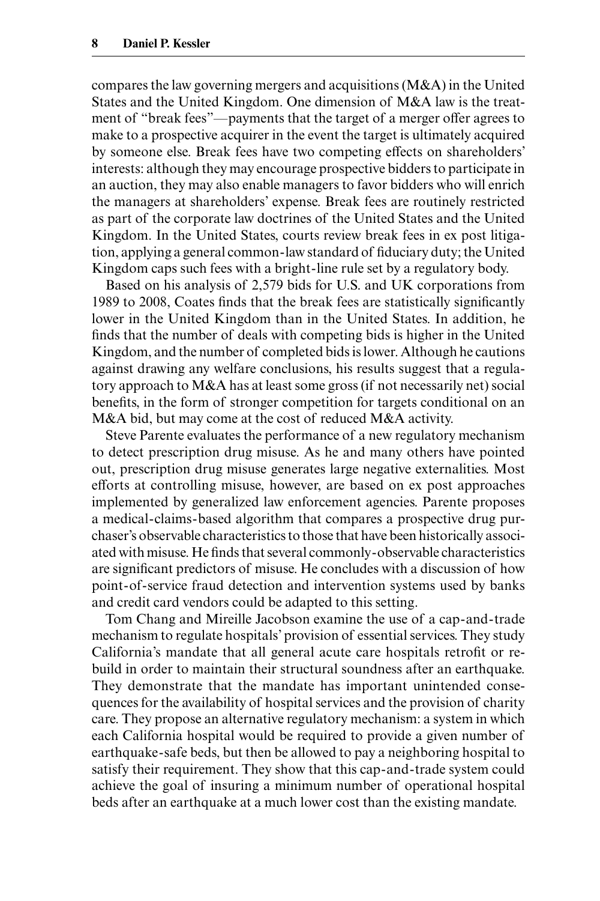compares the law governing mergers and acquisitions (M&A) in the United States and the United Kingdom. One dimension of M&A law is the treatment of "break fees"—payments that the target of a merger offer agrees to make to a prospective acquirer in the event the target is ultimately acquired by someone else. Break fees have two competing effects on shareholders' interests: although they may encourage prospective bidders to participate in an auction, they may also enable managers to favor bidders who will enrich the managers at shareholders' expense. Break fees are routinely restricted as part of the corporate law doctrines of the United States and the United Kingdom. In the United States, courts review break fees in ex post litigation, applying a general common-law standard of fiduciary duty; the United Kingdom caps such fees with a bright-line rule set by a regulatory body.

Based on his analysis of 2,579 bids for U.S. and UK corporations from 1989 to 2008, Coates finds that the break fees are statistically significantly lower in the United Kingdom than in the United States. In addition, he finds that the number of deals with competing bids is higher in the United Kingdom, and the number of completed bids is lower. Although he cautions against drawing any welfare conclusions, his results suggest that a regulatory approach to M&A has at least some gross (if not necessarily net) social benefits, in the form of stronger competition for targets conditional on an M&A bid, but may come at the cost of reduced M&A activity.

Steve Parente evaluates the performance of a new regulatory mechanism to detect prescription drug misuse. As he and many others have pointed out, prescription drug misuse generates large negative externalities. Most efforts at controlling misuse, however, are based on ex post approaches implemented by generalized law enforcement agencies. Parente proposes a medical-claims-based algorithm that compares a prospective drug purchaser's observable characteristics to those that have been historically associated with misuse. He finds that several commonly-observable characteristics are significant predictors of misuse. He concludes with a discussion of how point-of-service fraud detection and intervention systems used by banks and credit card vendors could be adapted to this setting.

Tom Chang and Mireille Jacobson examine the use of a cap-and-trade mechanism to regulate hospitals' provision of essential services. They study California's mandate that all general acute care hospitals retrofit or rebuild in order to maintain their structural soundness after an earthquake. They demonstrate that the mandate has important unintended consequences for the availability of hospital services and the provision of charity care. They propose an alternative regulatory mechanism: a system in which each California hospital would be required to provide a given number of earthquake-safe beds, but then be allowed to pay a neighboring hospital to satisfy their requirement. They show that this cap-and-trade system could achieve the goal of insuring a minimum number of operational hospital beds after an earthquake at a much lower cost than the existing mandate.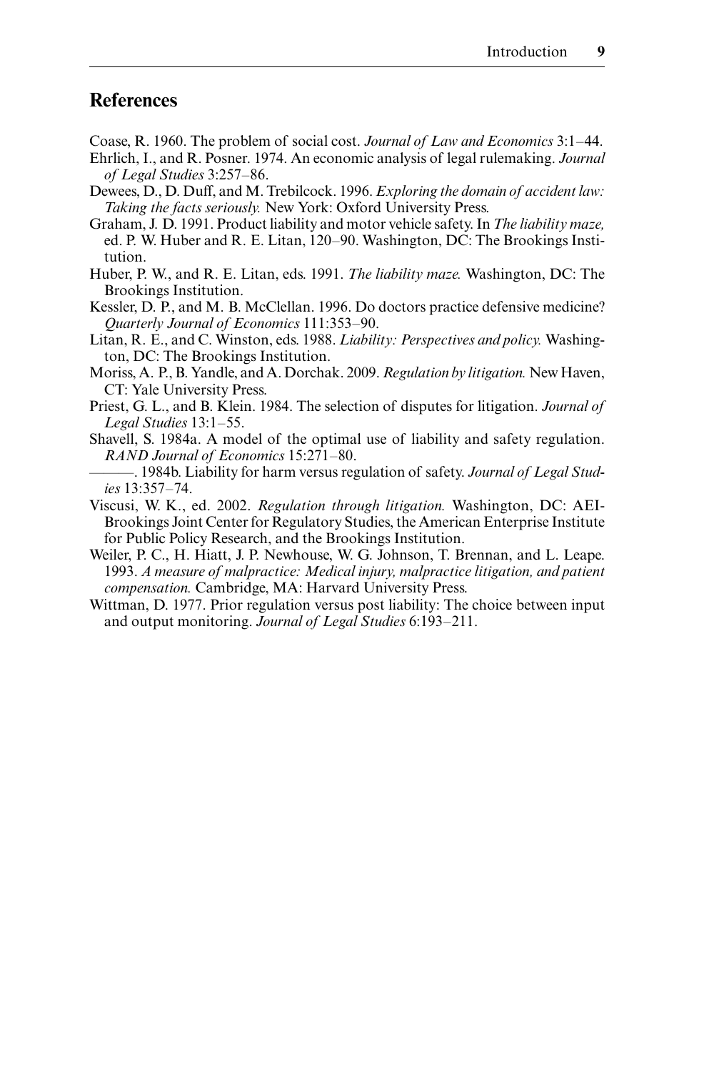## References

Coase, R. 1960. The problem of social cost. *Journal of Law and Economics* 3:1–44.

Ehrlich, I., and R. Posner. 1974. An economic analysis of legal rulemaking. *Journal of Legal Studies* 3:257–86.

Dewees, D., D. Duff, and M. Trebilcock. 1996. *Exploring the domain of accident law: Taking the facts seriously.* New York: Oxford University Press.

Graham, J. D. 1991. Product liability and motor vehicle safety. In *The liability maze,* ed. P. W. Huber and R. E. Litan, 120–90. Washington, DC: The Brookings Institution.

Huber, P. W., and R. E. Litan, eds. 1991. *The liability maze.* Washington, DC: The Brookings Institution.

Kessler, D. P., and M. B. McClellan. 1996. Do doctors practice defensive medicine? *Quarterly Journal of Economics* 111:353–90.

Litan, R. E., and C. Winston, eds. 1988. *Liability: Perspectives and policy.* Washington, DC: The Brookings Institution.

Moriss, A. P., B. Yandle, and A. Dorchak. 2009. *Regulation by litigation.* New Haven, CT: Yale University Press.

Priest, G. L., and B. Klein. 1984. The selection of disputes for litigation. *Journal of Legal Studies* 13:1–55.

Shavell, S. 1984a. A model of the optimal use of liability and safety regulation. *RAND Journal of Economics* 15:271–80.

———. 1984b. Liability for harm versus regulation of safety. *Journal of Legal Studies* 13:357–74.

Viscusi, W. K., ed. 2002. *Regulation through litigation.* Washington, DC: AEI-Brookings Joint Center for Regulatory Studies, the American Enterprise Institute for Public Policy Research, and the Brookings Institution.

Weiler, P. C., H. Hiatt, J. P. Newhouse, W. G. Johnson, T. Brennan, and L. Leape. 1993. *A measure of malpractice: Medical injury, malpractice litigation, and patient compensation.* Cambridge, MA: Harvard University Press.

Wittman, D. 1977. Prior regulation versus post liability: The choice between input and output monitoring. *Journal of Legal Studies* 6:193–211.